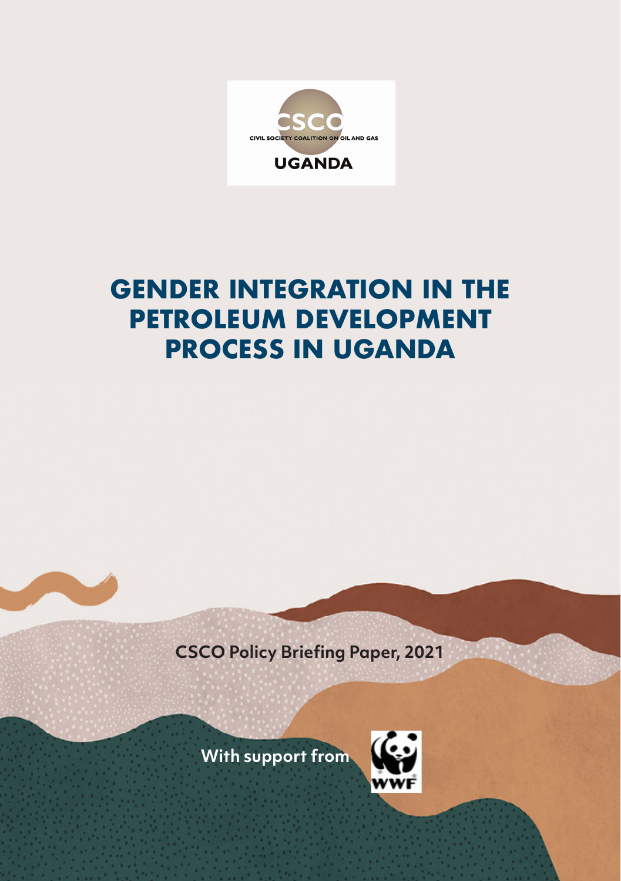CSCO

CIVIL SOCIETY COALITION ON OIL AND GAS

UGANDA

# GENDER INTEGRATION IN THE PETROLEUM DEVELOPMENT PROCESS IN UGANDA

CSCO Policy Briefing Paper, 2021

With support from

WWF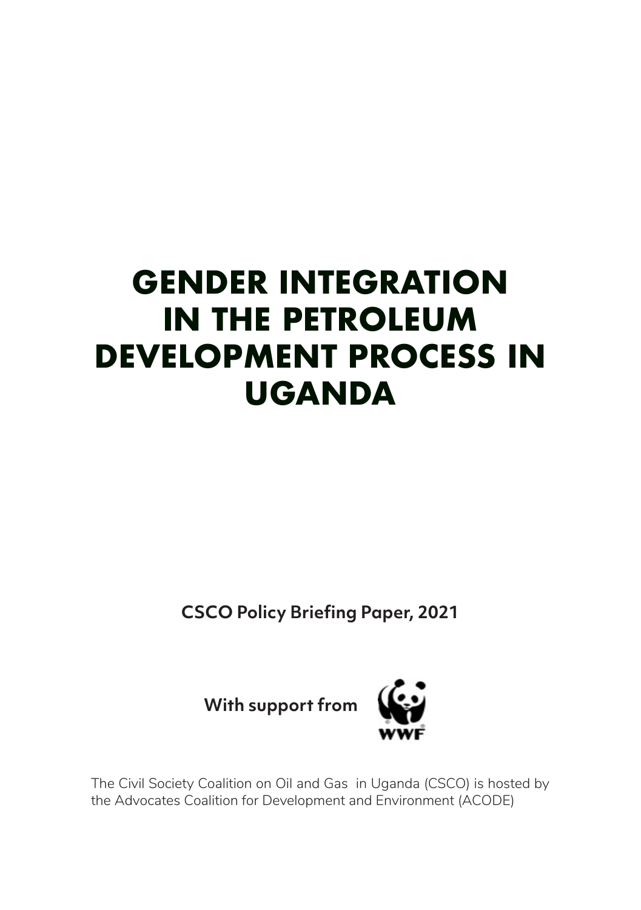# GENDER INTEGRATION IN THE PETROLEUM DEVELOPMENT PROCESS IN UGANDA

**CSCO Policy Briefing Paper, 2021**

**With support from** WWF

The Civil Society Coalition on Oil and Gas in Uganda (CSCO) is hosted by the Advocates Coalition for Development and Environment (ACODE)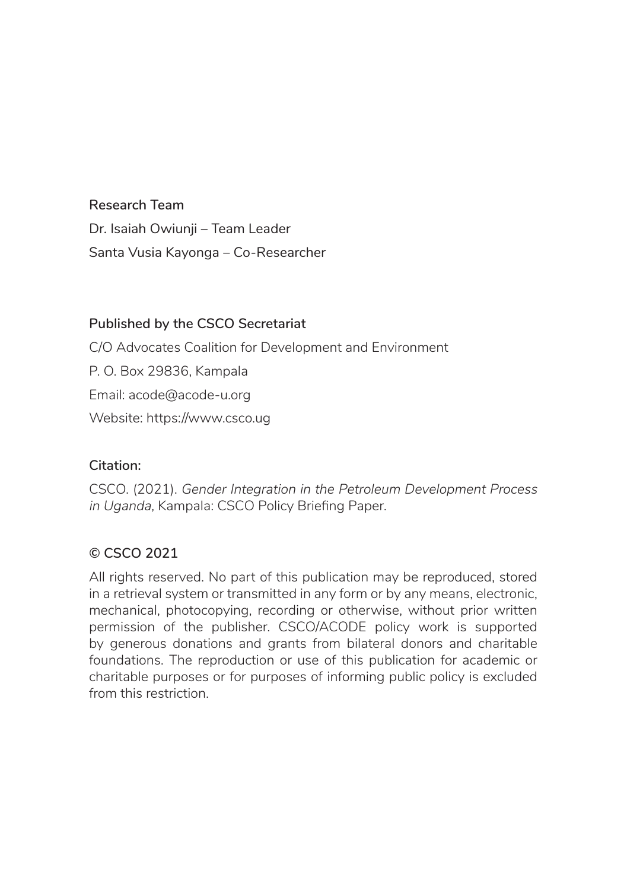**Research Team**

Dr. Isaiah Owiunji – Team Leader

Santa Vusia Kayonga – Co-Researcher

**Published by the CSCO Secretariat**

C/O Advocates Coalition for Development and Environment

P. O. Box 29836, Kampala

Email: acode@acode-u.org

Website: https://www.csco.ug

**Citation:**

CSCO. (2021). *Gender Integration in the Petroleum Development Process in Uganda*, Kampala: CSCO Policy Briefing Paper.

**© CSCO 2021**

All rights reserved. No part of this publication may be reproduced, stored in a retrieval system or transmitted in any form or by any means, electronic, mechanical, photocopying, recording or otherwise, without prior written permission of the publisher. CSCO/ACODE policy work is supported by generous donations and grants from bilateral donors and charitable foundations. The reproduction or use of this publication for academic or charitable purposes or for purposes of informing public policy is excluded from this restriction.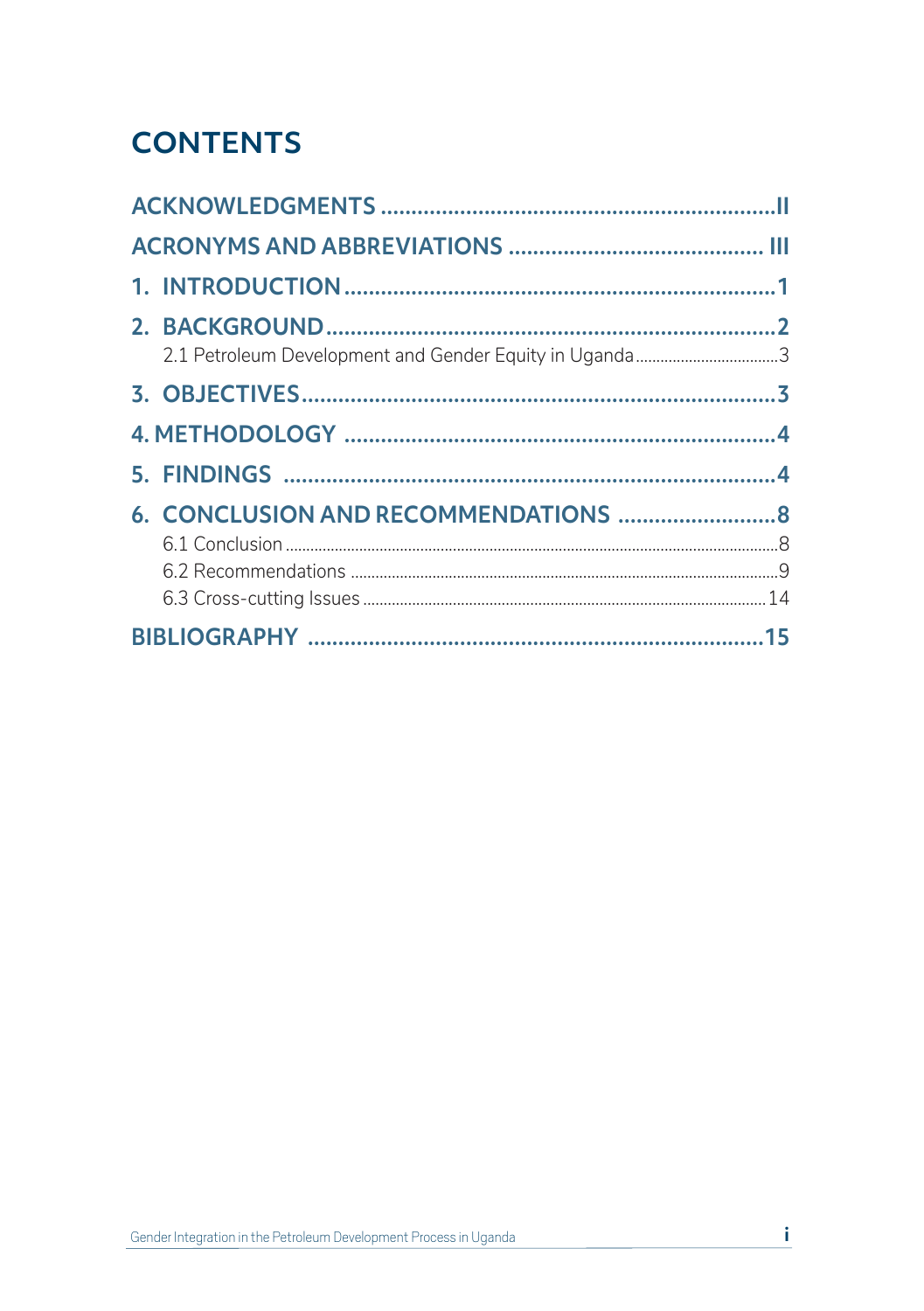# CONTENTS

ACKNOWLEDGMENTS ..... II

ACRONYMS AND ABBREVIATIONS ..... III

1. INTRODUCTION ..... 1

2. BACKGROUND ..... 2
   - 2.1 Petroleum Development and Gender Equity in Uganda ..... 3

3. OBJECTIVES ..... 3

4. METHODOLOGY ..... 4

5. FINDINGS ..... 4

6. CONCLUSION AND RECOMMENDATIONS ..... 8
   - 6.1 Conclusion ..... 8
   - 6.2 Recommendations ..... 9
   - 6.3 Cross-cutting Issues ..... 14

BIBLIOGRAPHY ..... 15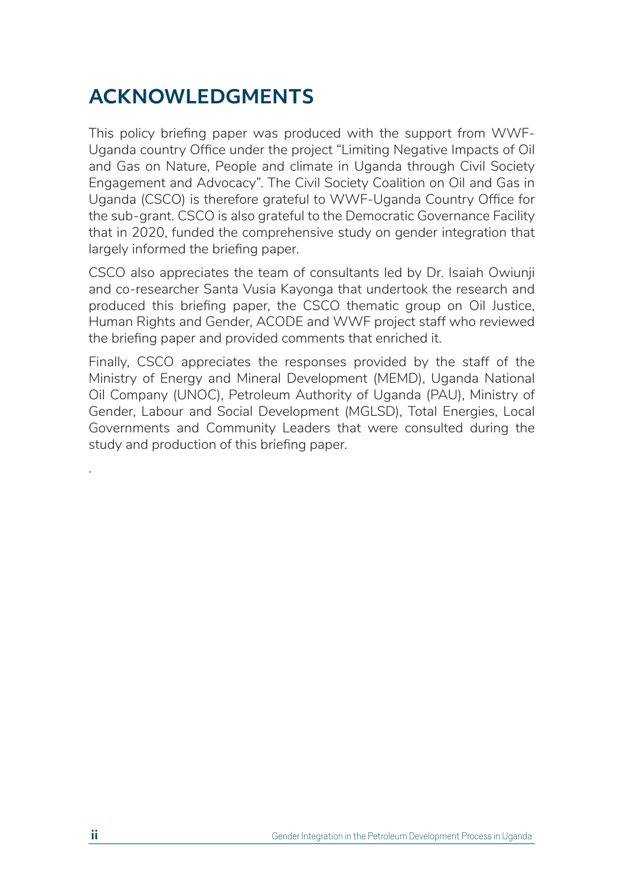# ACKNOWLEDGMENTS

This policy briefing paper was produced with the support from WWF-Uganda country Office under the project "Limiting Negative Impacts of Oil and Gas on Nature, People and climate in Uganda through Civil Society Engagement and Advocacy". The Civil Society Coalition on Oil and Gas in Uganda (CSCO) is therefore grateful to WWF-Uganda Country Office for the sub-grant. CSCO is also grateful to the Democratic Governance Facility that in 2020, funded the comprehensive study on gender integration that largely informed the briefing paper.

CSCO also appreciates the team of consultants led by Dr. Isaiah Owiunji and co-researcher Santa Vusia Kayonga that undertook the research and produced this briefing paper, the CSCO thematic group on Oil Justice, Human Rights and Gender, ACODE and WWF project staff who reviewed the briefing paper and provided comments that enriched it.

Finally, CSCO appreciates the responses provided by the staff of the Ministry of Energy and Mineral Development (MEMD), Uganda National Oil Company (UNOC), Petroleum Authority of Uganda (PAU), Ministry of Gender, Labour and Social Development (MGLSD), Total Energies, Local Governments and Community Leaders that were consulted during the study and production of this briefing paper.

.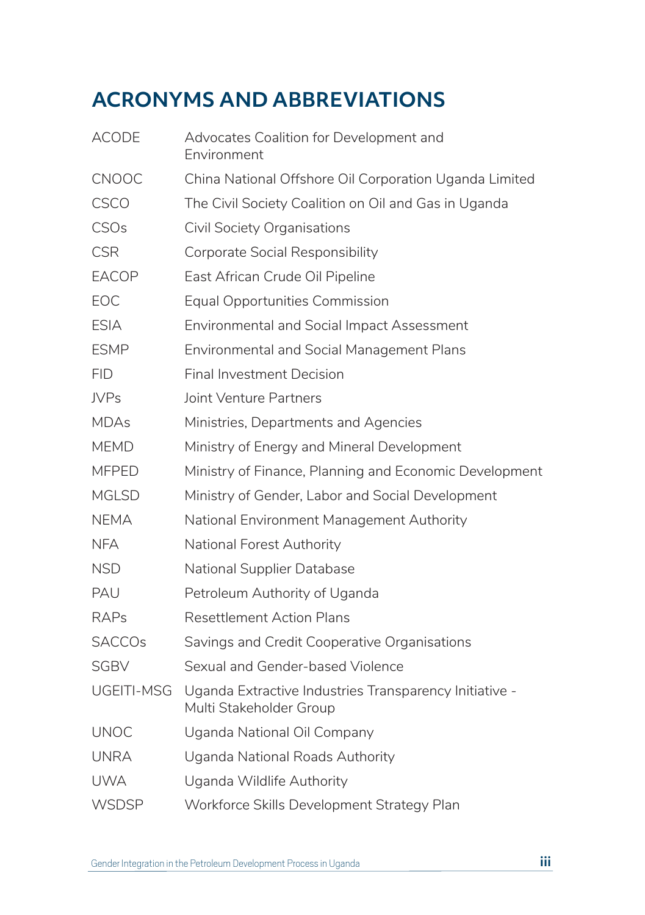# ACRONYMS AND ABBREVIATIONS

| | |
|---|---|
| ACODE | Advocates Coalition for Development and Environment |
| CNOOC | China National Offshore Oil Corporation Uganda Limited |
| CSCO | The Civil Society Coalition on Oil and Gas in Uganda |
| CSOs | Civil Society Organisations |
| CSR | Corporate Social Responsibility |
| EACOP | East African Crude Oil Pipeline |
| EOC | Equal Opportunities Commission |
| ESIA | Environmental and Social Impact Assessment |
| ESMP | Environmental and Social Management Plans |
| FID | Final Investment Decision |
| JVPs | Joint Venture Partners |
| MDAs | Ministries, Departments and Agencies |
| MEMD | Ministry of Energy and Mineral Development |
| MFPED | Ministry of Finance, Planning and Economic Development |
| MGLSD | Ministry of Gender, Labor and Social Development |
| NEMA | National Environment Management Authority |
| NFA | National Forest Authority |
| NSD | National Supplier Database |
| PAU | Petroleum Authority of Uganda |
| RAPs | Resettlement Action Plans |
| SACCOs | Savings and Credit Cooperative Organisations |
| SGBV | Sexual and Gender-based Violence |
| UGEITI-MSG | Uganda Extractive Industries Transparency Initiative - Multi Stakeholder Group |
| UNOC | Uganda National Oil Company |
| UNRA | Uganda National Roads Authority |
| UWA | Uganda Wildlife Authority |
| WSDSP | Workforce Skills Development Strategy Plan |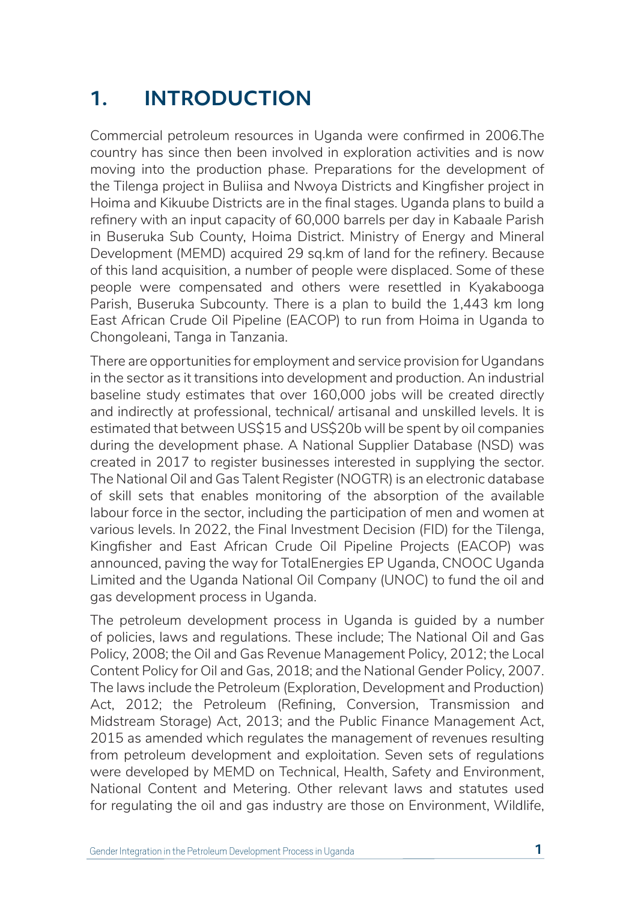# 1. INTRODUCTION

Commercial petroleum resources in Uganda were confirmed in 2006.The country has since then been involved in exploration activities and is now moving into the production phase. Preparations for the development of the Tilenga project in Buliisa and Nwoya Districts and Kingfisher project in Hoima and Kikuube Districts are in the final stages. Uganda plans to build a refinery with an input capacity of 60,000 barrels per day in Kabaale Parish in Buseruka Sub County, Hoima District. Ministry of Energy and Mineral Development (MEMD) acquired 29 sq.km of land for the refinery. Because of this land acquisition, a number of people were displaced. Some of these people were compensated and others were resettled in Kyakabooga Parish, Buseruka Subcounty. There is a plan to build the 1,443 km long East African Crude Oil Pipeline (EACOP) to run from Hoima in Uganda to Chongoleani, Tanga in Tanzania.

There are opportunities for employment and service provision for Ugandans in the sector as it transitions into development and production. An industrial baseline study estimates that over 160,000 jobs will be created directly and indirectly at professional, technical/ artisanal and unskilled levels. It is estimated that between US$15 and US$20b will be spent by oil companies during the development phase. A National Supplier Database (NSD) was created in 2017 to register businesses interested in supplying the sector. The National Oil and Gas Talent Register (NOGTR) is an electronic database of skill sets that enables monitoring of the absorption of the available labour force in the sector, including the participation of men and women at various levels. In 2022, the Final Investment Decision (FID) for the Tilenga, Kingfisher and East African Crude Oil Pipeline Projects (EACOP) was announced, paving the way for TotalEnergies EP Uganda, CNOOC Uganda Limited and the Uganda National Oil Company (UNOC) to fund the oil and gas development process in Uganda.

The petroleum development process in Uganda is guided by a number of policies, laws and regulations. These include; The National Oil and Gas Policy, 2008; the Oil and Gas Revenue Management Policy, 2012; the Local Content Policy for Oil and Gas, 2018; and the National Gender Policy, 2007. The laws include the Petroleum (Exploration, Development and Production) Act, 2012; the Petroleum (Refining, Conversion, Transmission and Midstream Storage) Act, 2013; and the Public Finance Management Act, 2015 as amended which regulates the management of revenues resulting from petroleum development and exploitation. Seven sets of regulations were developed by MEMD on Technical, Health, Safety and Environment, National Content and Metering. Other relevant laws and statutes used for regulating the oil and gas industry are those on Environment, Wildlife,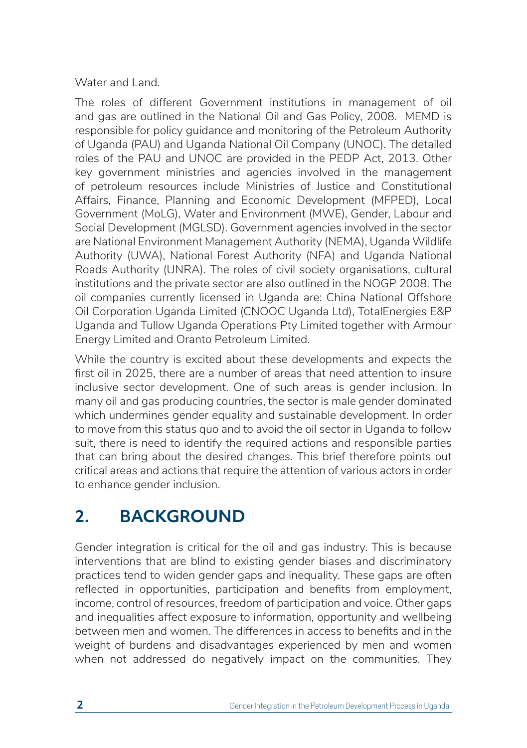Water and Land.

The roles of different Government institutions in management of oil and gas are outlined in the National Oil and Gas Policy, 2008. MEMD is responsible for policy guidance and monitoring of the Petroleum Authority of Uganda (PAU) and Uganda National Oil Company (UNOC). The detailed roles of the PAU and UNOC are provided in the PEDP Act, 2013. Other key government ministries and agencies involved in the management of petroleum resources include Ministries of Justice and Constitutional Affairs, Finance, Planning and Economic Development (MFPED), Local Government (MoLG), Water and Environment (MWE), Gender, Labour and Social Development (MGLSD). Government agencies involved in the sector are National Environment Management Authority (NEMA), Uganda Wildlife Authority (UWA), National Forest Authority (NFA) and Uganda National Roads Authority (UNRA). The roles of civil society organisations, cultural institutions and the private sector are also outlined in the NOGP 2008. The oil companies currently licensed in Uganda are: China National Offshore Oil Corporation Uganda Limited (CNOOC Uganda Ltd), TotalEnergies E&P Uganda and Tullow Uganda Operations Pty Limited together with Armour Energy Limited and Oranto Petroleum Limited.

While the country is excited about these developments and expects the first oil in 2025, there are a number of areas that need attention to insure inclusive sector development. One of such areas is gender inclusion. In many oil and gas producing countries, the sector is male gender dominated which undermines gender equality and sustainable development. In order to move from this status quo and to avoid the oil sector in Uganda to follow suit, there is need to identify the required actions and responsible parties that can bring about the desired changes. This brief therefore points out critical areas and actions that require the attention of various actors in order to enhance gender inclusion.

## 2. BACKGROUND

Gender integration is critical for the oil and gas industry. This is because interventions that are blind to existing gender biases and discriminatory practices tend to widen gender gaps and inequality. These gaps are often reflected in opportunities, participation and benefits from employment, income, control of resources, freedom of participation and voice. Other gaps and inequalities affect exposure to information, opportunity and wellbeing between men and women. The differences in access to benefits and in the weight of burdens and disadvantages experienced by men and women when not addressed do negatively impact on the communities. They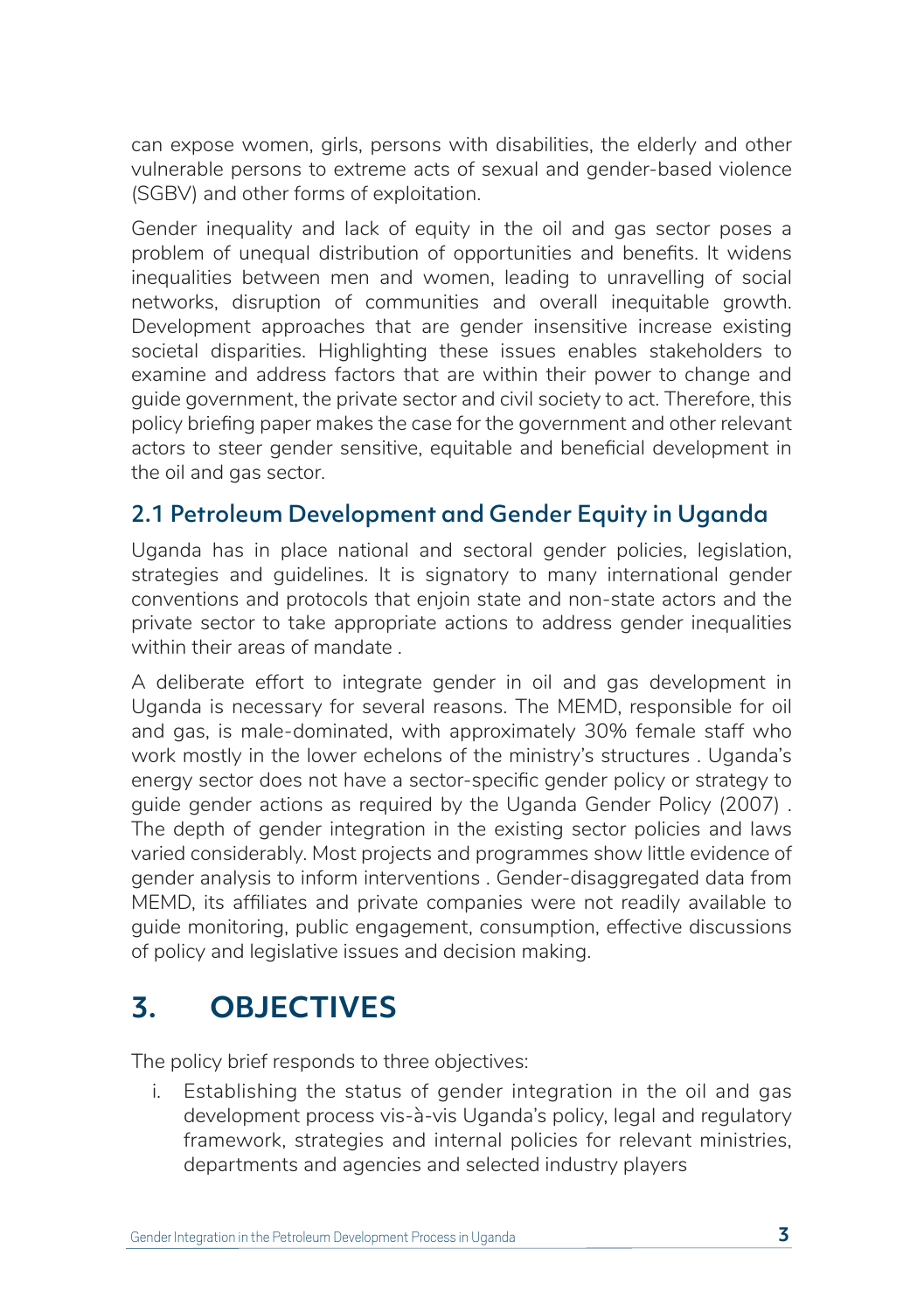can expose women, girls, persons with disabilities, the elderly and other vulnerable persons to extreme acts of sexual and gender-based violence (SGBV) and other forms of exploitation.

Gender inequality and lack of equity in the oil and gas sector poses a problem of unequal distribution of opportunities and benefits. It widens inequalities between men and women, leading to unravelling of social networks, disruption of communities and overall inequitable growth. Development approaches that are gender insensitive increase existing societal disparities. Highlighting these issues enables stakeholders to examine and address factors that are within their power to change and guide government, the private sector and civil society to act. Therefore, this policy briefing paper makes the case for the government and other relevant actors to steer gender sensitive, equitable and beneficial development in the oil and gas sector.

### 2.1 Petroleum Development and Gender Equity in Uganda

Uganda has in place national and sectoral gender policies, legislation, strategies and guidelines. It is signatory to many international gender conventions and protocols that enjoin state and non-state actors and the private sector to take appropriate actions to address gender inequalities within their areas of mandate .

A deliberate effort to integrate gender in oil and gas development in Uganda is necessary for several reasons. The MEMD, responsible for oil and gas, is male-dominated, with approximately 30% female staff who work mostly in the lower echelons of the ministry's structures . Uganda's energy sector does not have a sector-specific gender policy or strategy to guide gender actions as required by the Uganda Gender Policy (2007) . The depth of gender integration in the existing sector policies and laws varied considerably. Most projects and programmes show little evidence of gender analysis to inform interventions . Gender-disaggregated data from MEMD, its affiliates and private companies were not readily available to guide monitoring, public engagement, consumption, effective discussions of policy and legislative issues and decision making.

## 3. OBJECTIVES

The policy brief responds to three objectives:

i. Establishing the status of gender integration in the oil and gas development process vis-à-vis Uganda's policy, legal and regulatory framework, strategies and internal policies for relevant ministries, departments and agencies and selected industry players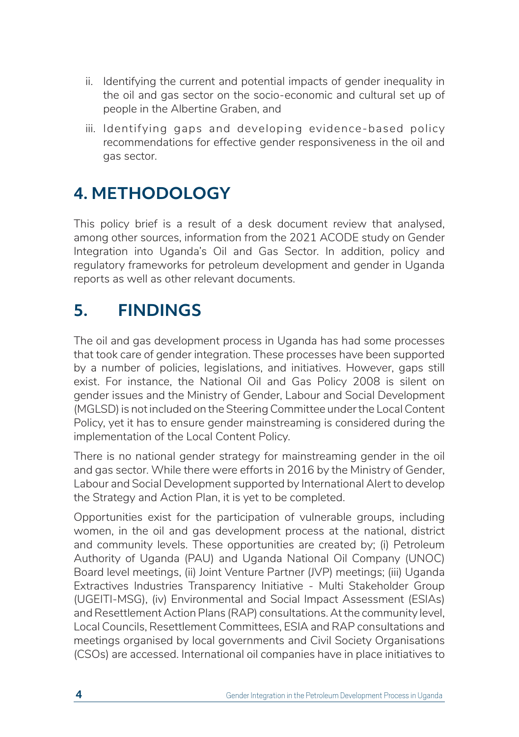ii. Identifying the current and potential impacts of gender inequality in the oil and gas sector on the socio-economic and cultural set up of people in the Albertine Graben, and

iii. Identifying gaps and developing evidence-based policy recommendations for effective gender responsiveness in the oil and gas sector.

## 4. METHODOLOGY

This policy brief is a result of a desk document review that analysed, among other sources, information from the 2021 ACODE study on Gender Integration into Uganda's Oil and Gas Sector. In addition, policy and regulatory frameworks for petroleum development and gender in Uganda reports as well as other relevant documents.

## 5. FINDINGS

The oil and gas development process in Uganda has had some processes that took care of gender integration. These processes have been supported by a number of policies, legislations, and initiatives. However, gaps still exist. For instance, the National Oil and Gas Policy 2008 is silent on gender issues and the Ministry of Gender, Labour and Social Development (MGLSD) is not included on the Steering Committee under the Local Content Policy, yet it has to ensure gender mainstreaming is considered during the implementation of the Local Content Policy.

There is no national gender strategy for mainstreaming gender in the oil and gas sector. While there were efforts in 2016 by the Ministry of Gender, Labour and Social Development supported by International Alert to develop the Strategy and Action Plan, it is yet to be completed.

Opportunities exist for the participation of vulnerable groups, including women, in the oil and gas development process at the national, district and community levels. These opportunities are created by; (i) Petroleum Authority of Uganda (PAU) and Uganda National Oil Company (UNOC) Board level meetings, (ii) Joint Venture Partner (JVP) meetings; (iii) Uganda Extractives Industries Transparency Initiative - Multi Stakeholder Group (UGEITI-MSG), (iv) Environmental and Social Impact Assessment (ESIAs) and Resettlement Action Plans (RAP) consultations. At the community level, Local Councils, Resettlement Committees, ESIA and RAP consultations and meetings organised by local governments and Civil Society Organisations (CSOs) are accessed. International oil companies have in place initiatives to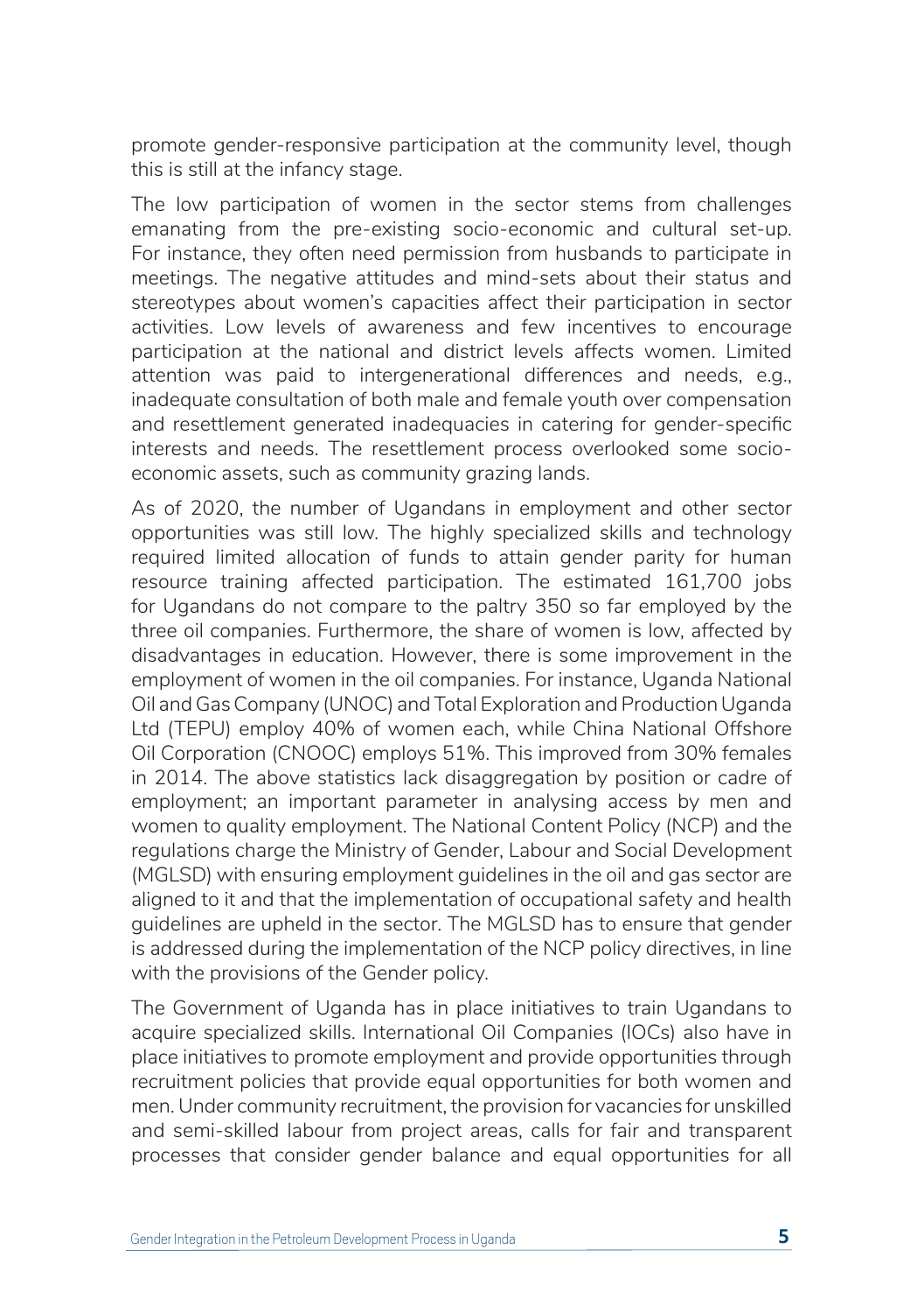promote gender-responsive participation at the community level, though this is still at the infancy stage.

The low participation of women in the sector stems from challenges emanating from the pre-existing socio-economic and cultural set-up. For instance, they often need permission from husbands to participate in meetings. The negative attitudes and mind-sets about their status and stereotypes about women's capacities affect their participation in sector activities. Low levels of awareness and few incentives to encourage participation at the national and district levels affects women. Limited attention was paid to intergenerational differences and needs, e.g., inadequate consultation of both male and female youth over compensation and resettlement generated inadequacies in catering for gender-specific interests and needs. The resettlement process overlooked some socio-economic assets, such as community grazing lands.

As of 2020, the number of Ugandans in employment and other sector opportunities was still low. The highly specialized skills and technology required limited allocation of funds to attain gender parity for human resource training affected participation. The estimated 161,700 jobs for Ugandans do not compare to the paltry 350 so far employed by the three oil companies. Furthermore, the share of women is low, affected by disadvantages in education. However, there is some improvement in the employment of women in the oil companies. For instance, Uganda National Oil and Gas Company (UNOC) and Total Exploration and Production Uganda Ltd (TEPU) employ 40% of women each, while China National Offshore Oil Corporation (CNOOC) employs 51%. This improved from 30% females in 2014. The above statistics lack disaggregation by position or cadre of employment; an important parameter in analysing access by men and women to quality employment. The National Content Policy (NCP) and the regulations charge the Ministry of Gender, Labour and Social Development (MGLSD) with ensuring employment guidelines in the oil and gas sector are aligned to it and that the implementation of occupational safety and health guidelines are upheld in the sector. The MGLSD has to ensure that gender is addressed during the implementation of the NCP policy directives, in line with the provisions of the Gender policy.

The Government of Uganda has in place initiatives to train Ugandans to acquire specialized skills. International Oil Companies (IOCs) also have in place initiatives to promote employment and provide opportunities through recruitment policies that provide equal opportunities for both women and men. Under community recruitment, the provision for vacancies for unskilled and semi-skilled labour from project areas, calls for fair and transparent processes that consider gender balance and equal opportunities for all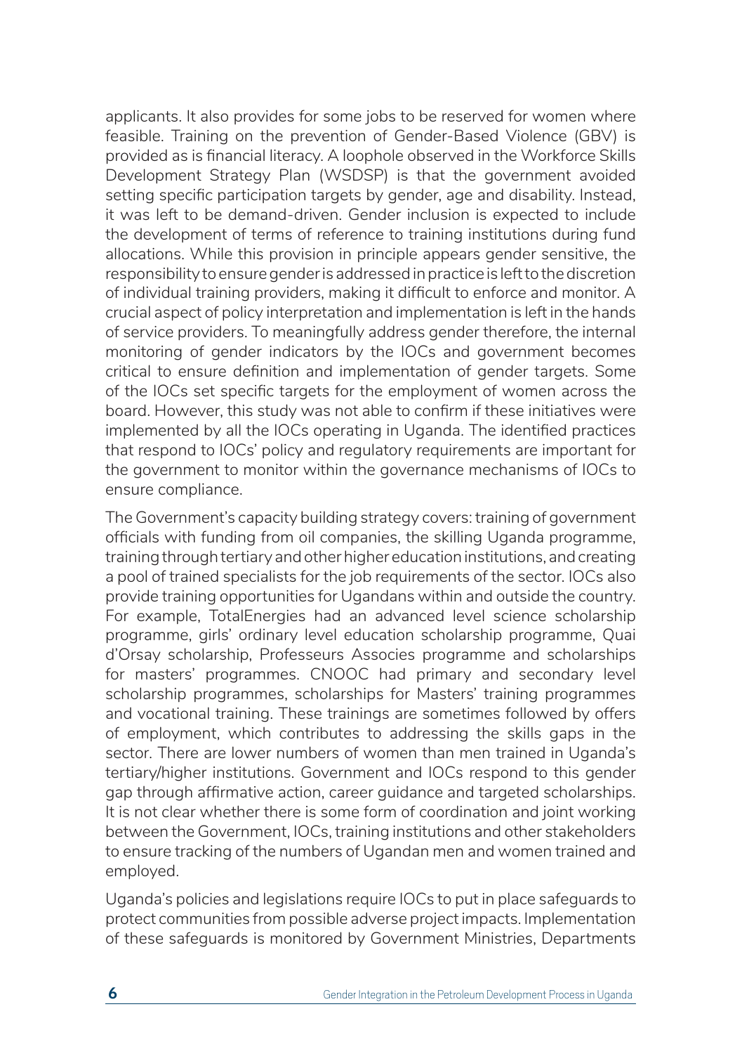applicants. It also provides for some jobs to be reserved for women where feasible. Training on the prevention of Gender-Based Violence (GBV) is provided as is financial literacy. A loophole observed in the Workforce Skills Development Strategy Plan (WSDSP) is that the government avoided setting specific participation targets by gender, age and disability. Instead, it was left to be demand-driven. Gender inclusion is expected to include the development of terms of reference to training institutions during fund allocations. While this provision in principle appears gender sensitive, the responsibility to ensure gender is addressed in practice is left to the discretion of individual training providers, making it difficult to enforce and monitor. A crucial aspect of policy interpretation and implementation is left in the hands of service providers. To meaningfully address gender therefore, the internal monitoring of gender indicators by the IOCs and government becomes critical to ensure definition and implementation of gender targets. Some of the IOCs set specific targets for the employment of women across the board. However, this study was not able to confirm if these initiatives were implemented by all the IOCs operating in Uganda. The identified practices that respond to IOCs' policy and regulatory requirements are important for the government to monitor within the governance mechanisms of IOCs to ensure compliance.

The Government's capacity building strategy covers: training of government officials with funding from oil companies, the skilling Uganda programme, training through tertiary and other higher education institutions, and creating a pool of trained specialists for the job requirements of the sector. IOCs also provide training opportunities for Ugandans within and outside the country. For example, TotalEnergies had an advanced level science scholarship programme, girls' ordinary level education scholarship programme, Quai d'Orsay scholarship, Professeurs Associes programme and scholarships for masters' programmes. CNOOC had primary and secondary level scholarship programmes, scholarships for Masters' training programmes and vocational training. These trainings are sometimes followed by offers of employment, which contributes to addressing the skills gaps in the sector. There are lower numbers of women than men trained in Uganda's tertiary/higher institutions. Government and IOCs respond to this gender gap through affirmative action, career guidance and targeted scholarships. It is not clear whether there is some form of coordination and joint working between the Government, IOCs, training institutions and other stakeholders to ensure tracking of the numbers of Ugandan men and women trained and employed.

Uganda's policies and legislations require IOCs to put in place safeguards to protect communities from possible adverse project impacts. Implementation of these safeguards is monitored by Government Ministries, Departments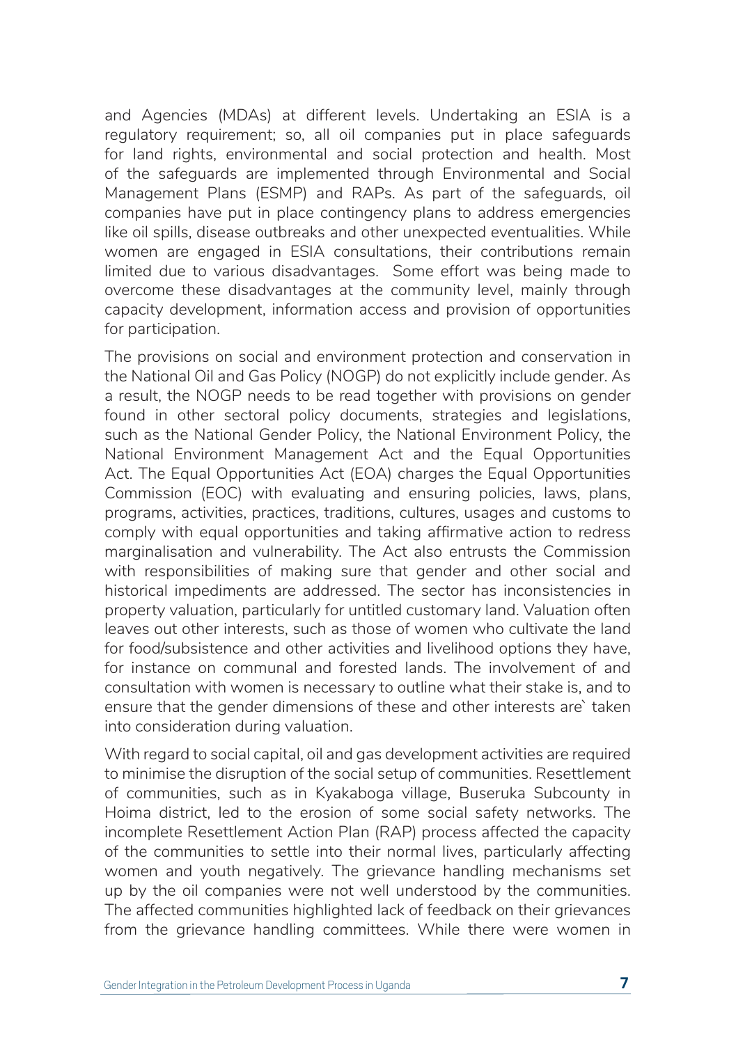and Agencies (MDAs) at different levels. Undertaking an ESIA is a regulatory requirement; so, all oil companies put in place safeguards for land rights, environmental and social protection and health. Most of the safeguards are implemented through Environmental and Social Management Plans (ESMP) and RAPs. As part of the safeguards, oil companies have put in place contingency plans to address emergencies like oil spills, disease outbreaks and other unexpected eventualities. While women are engaged in ESIA consultations, their contributions remain limited due to various disadvantages. Some effort was being made to overcome these disadvantages at the community level, mainly through capacity development, information access and provision of opportunities for participation.

The provisions on social and environment protection and conservation in the National Oil and Gas Policy (NOGP) do not explicitly include gender. As a result, the NOGP needs to be read together with provisions on gender found in other sectoral policy documents, strategies and legislations, such as the National Gender Policy, the National Environment Policy, the National Environment Management Act and the Equal Opportunities Act. The Equal Opportunities Act (EOA) charges the Equal Opportunities Commission (EOC) with evaluating and ensuring policies, laws, plans, programs, activities, practices, traditions, cultures, usages and customs to comply with equal opportunities and taking affirmative action to redress marginalisation and vulnerability. The Act also entrusts the Commission with responsibilities of making sure that gender and other social and historical impediments are addressed. The sector has inconsistencies in property valuation, particularly for untitled customary land. Valuation often leaves out other interests, such as those of women who cultivate the land for food/subsistence and other activities and livelihood options they have, for instance on communal and forested lands. The involvement of and consultation with women is necessary to outline what their stake is, and to ensure that the gender dimensions of these and other interests are` taken into consideration during valuation.

With regard to social capital, oil and gas development activities are required to minimise the disruption of the social setup of communities. Resettlement of communities, such as in Kyakaboga village, Buseruka Subcounty in Hoima district, led to the erosion of some social safety networks. The incomplete Resettlement Action Plan (RAP) process affected the capacity of the communities to settle into their normal lives, particularly affecting women and youth negatively. The grievance handling mechanisms set up by the oil companies were not well understood by the communities. The affected communities highlighted lack of feedback on their grievances from the grievance handling committees. While there were women in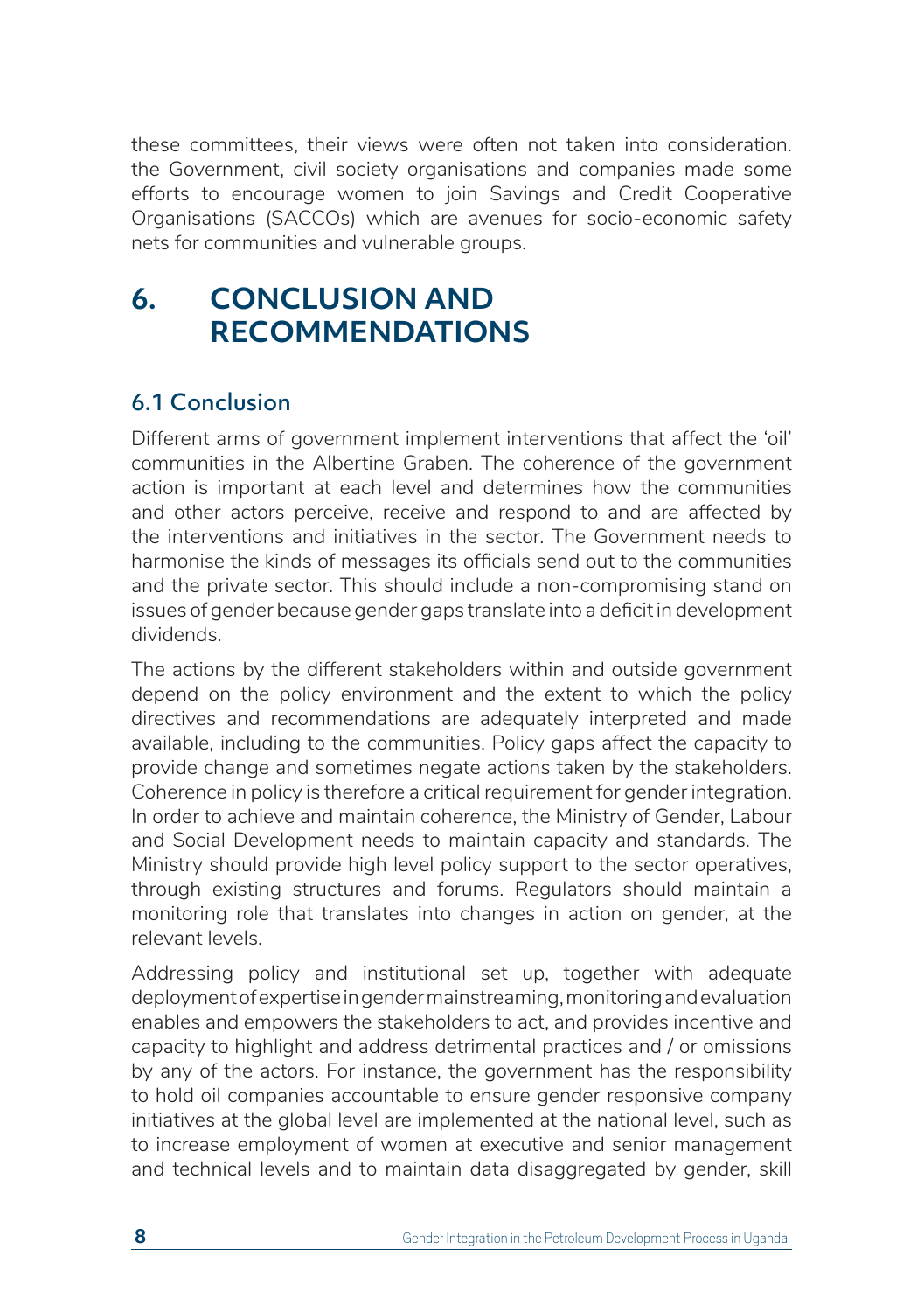these committees, their views were often not taken into consideration. the Government, civil society organisations and companies made some efforts to encourage women to join Savings and Credit Cooperative Organisations (SACCOs) which are avenues for socio-economic safety nets for communities and vulnerable groups.

# 6. CONCLUSION AND RECOMMENDATIONS

## 6.1 Conclusion

Different arms of government implement interventions that affect the 'oil' communities in the Albertine Graben. The coherence of the government action is important at each level and determines how the communities and other actors perceive, receive and respond to and are affected by the interventions and initiatives in the sector. The Government needs to harmonise the kinds of messages its officials send out to the communities and the private sector. This should include a non-compromising stand on issues of gender because gender gaps translate into a deficit in development dividends.

The actions by the different stakeholders within and outside government depend on the policy environment and the extent to which the policy directives and recommendations are adequately interpreted and made available, including to the communities. Policy gaps affect the capacity to provide change and sometimes negate actions taken by the stakeholders. Coherence in policy is therefore a critical requirement for gender integration. In order to achieve and maintain coherence, the Ministry of Gender, Labour and Social Development needs to maintain capacity and standards. The Ministry should provide high level policy support to the sector operatives, through existing structures and forums. Regulators should maintain a monitoring role that translates into changes in action on gender, at the relevant levels.

Addressing policy and institutional set up, together with adequate deployment of expertise in gender mainstreaming, monitoring and evaluation enables and empowers the stakeholders to act, and provides incentive and capacity to highlight and address detrimental practices and / or omissions by any of the actors. For instance, the government has the responsibility to hold oil companies accountable to ensure gender responsive company initiatives at the global level are implemented at the national level, such as to increase employment of women at executive and senior management and technical levels and to maintain data disaggregated by gender, skill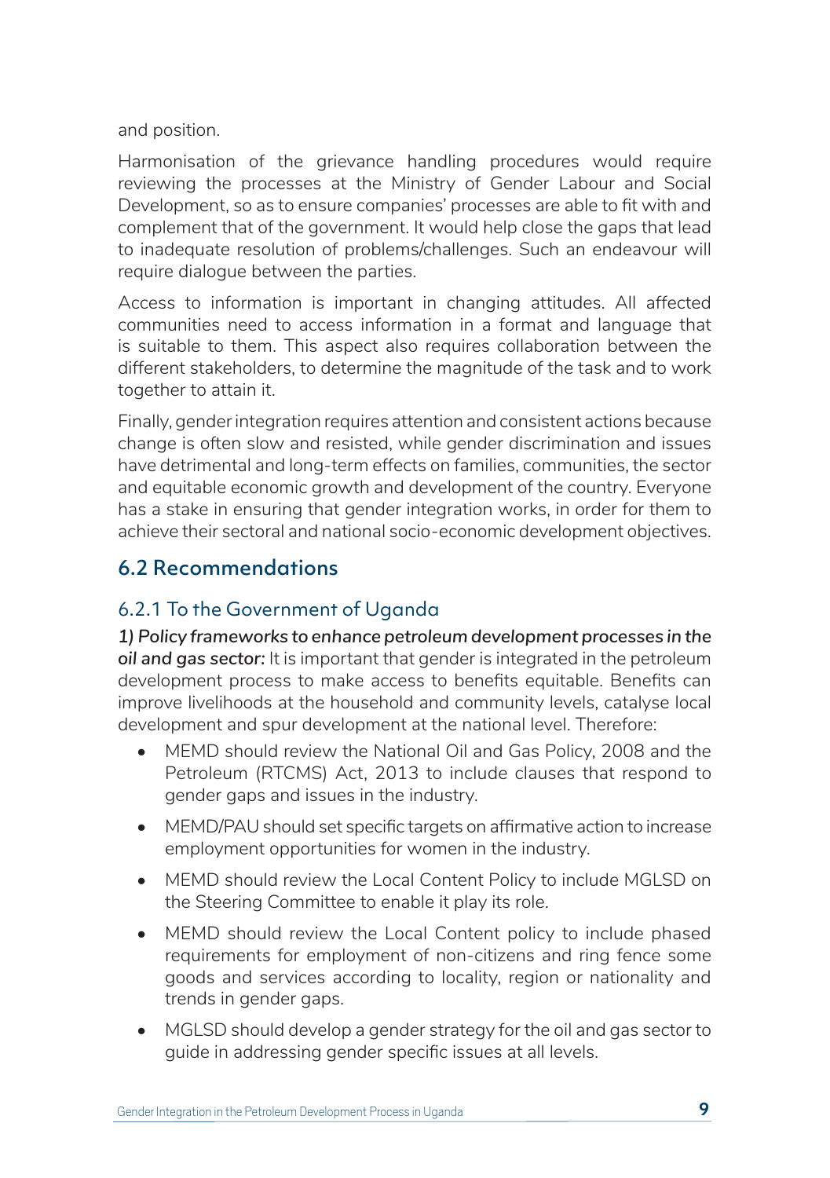and position.

Harmonisation of the grievance handling procedures would require reviewing the processes at the Ministry of Gender Labour and Social Development, so as to ensure companies' processes are able to fit with and complement that of the government. It would help close the gaps that lead to inadequate resolution of problems/challenges. Such an endeavour will require dialogue between the parties.

Access to information is important in changing attitudes. All affected communities need to access information in a format and language that is suitable to them. This aspect also requires collaboration between the different stakeholders, to determine the magnitude of the task and to work together to attain it.

Finally, gender integration requires attention and consistent actions because change is often slow and resisted, while gender discrimination and issues have detrimental and long-term effects on families, communities, the sector and equitable economic growth and development of the country. Everyone has a stake in ensuring that gender integration works, in order for them to achieve their sectoral and national socio-economic development objectives.

## 6.2 Recommendations

### 6.2.1 To the Government of Uganda

***1) Policy frameworks to enhance petroleum development processes in the oil and gas sector:*** It is important that gender is integrated in the petroleum development process to make access to benefits equitable. Benefits can improve livelihoods at the household and community levels, catalyse local development and spur development at the national level. Therefore:

- MEMD should review the National Oil and Gas Policy, 2008 and the Petroleum (RTCMS) Act, 2013 to include clauses that respond to gender gaps and issues in the industry.
- MEMD/PAU should set specific targets on affirmative action to increase employment opportunities for women in the industry.
- MEMD should review the Local Content Policy to include MGLSD on the Steering Committee to enable it play its role.
- MEMD should review the Local Content policy to include phased requirements for employment of non-citizens and ring fence some goods and services according to locality, region or nationality and trends in gender gaps.
- MGLSD should develop a gender strategy for the oil and gas sector to guide in addressing gender specific issues at all levels.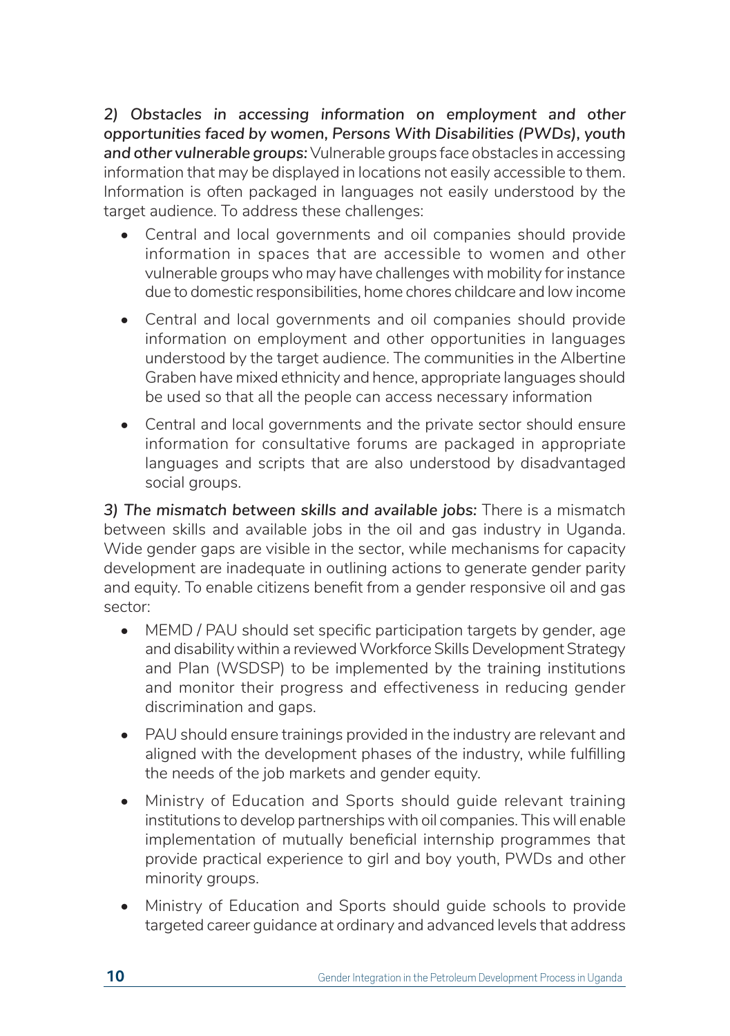***2) Obstacles in accessing information on employment and other opportunities faced by women, Persons With Disabilities (PWDs), youth and other vulnerable groups:*** Vulnerable groups face obstacles in accessing information that may be displayed in locations not easily accessible to them. Information is often packaged in languages not easily understood by the target audience. To address these challenges:

- Central and local governments and oil companies should provide information in spaces that are accessible to women and other vulnerable groups who may have challenges with mobility for instance due to domestic responsibilities, home chores childcare and low income
- Central and local governments and oil companies should provide information on employment and other opportunities in languages understood by the target audience. The communities in the Albertine Graben have mixed ethnicity and hence, appropriate languages should be used so that all the people can access necessary information
- Central and local governments and the private sector should ensure information for consultative forums are packaged in appropriate languages and scripts that are also understood by disadvantaged social groups.

***3) The mismatch between skills and available jobs:*** There is a mismatch between skills and available jobs in the oil and gas industry in Uganda. Wide gender gaps are visible in the sector, while mechanisms for capacity development are inadequate in outlining actions to generate gender parity and equity. To enable citizens benefit from a gender responsive oil and gas sector:

- MEMD / PAU should set specific participation targets by gender, age and disability within a reviewed Workforce Skills Development Strategy and Plan (WSDSP) to be implemented by the training institutions and monitor their progress and effectiveness in reducing gender discrimination and gaps.
- PAU should ensure trainings provided in the industry are relevant and aligned with the development phases of the industry, while fulfilling the needs of the job markets and gender equity.
- Ministry of Education and Sports should guide relevant training institutions to develop partnerships with oil companies. This will enable implementation of mutually beneficial internship programmes that provide practical experience to girl and boy youth, PWDs and other minority groups.
- Ministry of Education and Sports should guide schools to provide targeted career guidance at ordinary and advanced levels that address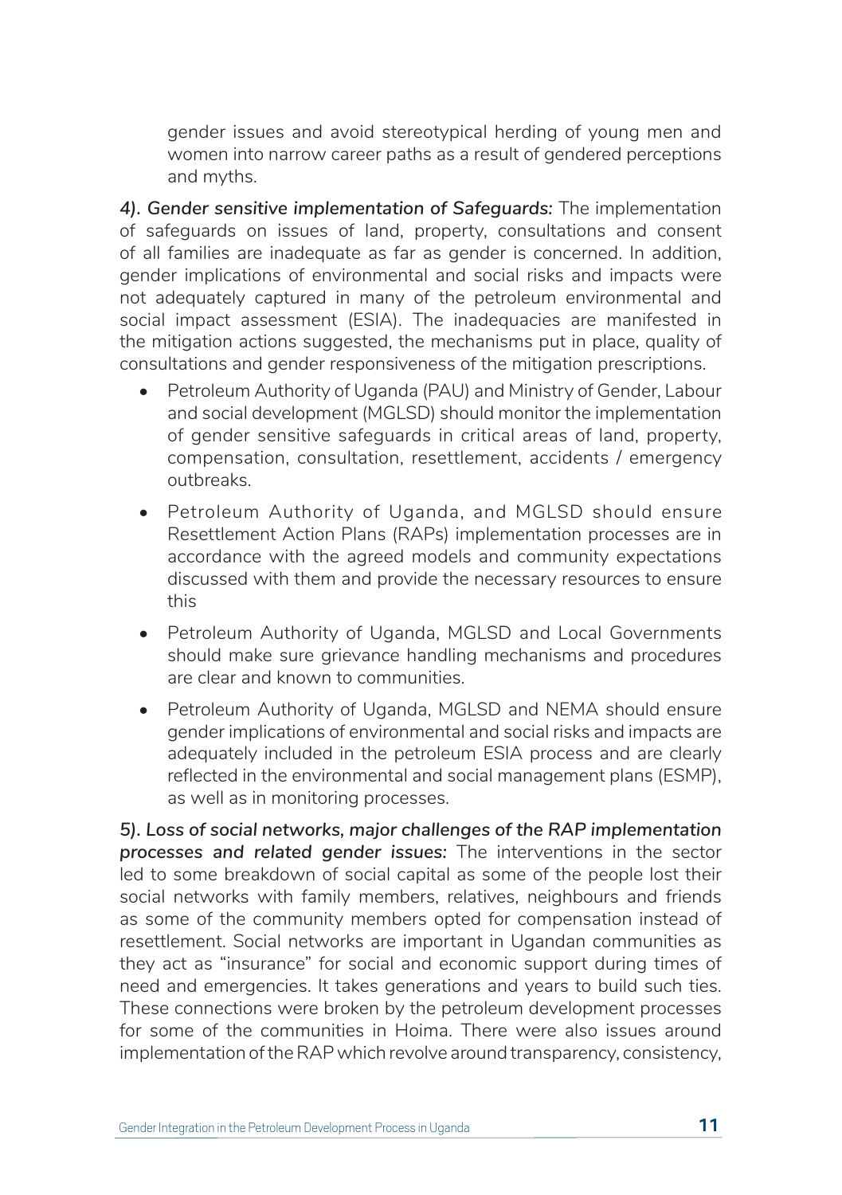gender issues and avoid stereotypical herding of young men and women into narrow career paths as a result of gendered perceptions and myths.

***4). Gender sensitive implementation of Safeguards:*** The implementation of safeguards on issues of land, property, consultations and consent of all families are inadequate as far as gender is concerned. In addition, gender implications of environmental and social risks and impacts were not adequately captured in many of the petroleum environmental and social impact assessment (ESIA). The inadequacies are manifested in the mitigation actions suggested, the mechanisms put in place, quality of consultations and gender responsiveness of the mitigation prescriptions.

- Petroleum Authority of Uganda (PAU) and Ministry of Gender, Labour and social development (MGLSD) should monitor the implementation of gender sensitive safeguards in critical areas of land, property, compensation, consultation, resettlement, accidents / emergency outbreaks.
- Petroleum Authority of Uganda, and MGLSD should ensure Resettlement Action Plans (RAPs) implementation processes are in accordance with the agreed models and community expectations discussed with them and provide the necessary resources to ensure this
- Petroleum Authority of Uganda, MGLSD and Local Governments should make sure grievance handling mechanisms and procedures are clear and known to communities.
- Petroleum Authority of Uganda, MGLSD and NEMA should ensure gender implications of environmental and social risks and impacts are adequately included in the petroleum ESIA process and are clearly reflected in the environmental and social management plans (ESMP), as well as in monitoring processes.

***5). Loss of social networks, major challenges of the RAP implementation processes and related gender issues:*** The interventions in the sector led to some breakdown of social capital as some of the people lost their social networks with family members, relatives, neighbours and friends as some of the community members opted for compensation instead of resettlement. Social networks are important in Ugandan communities as they act as "insurance" for social and economic support during times of need and emergencies. It takes generations and years to build such ties. These connections were broken by the petroleum development processes for some of the communities in Hoima. There were also issues around implementation of the RAP which revolve around transparency, consistency,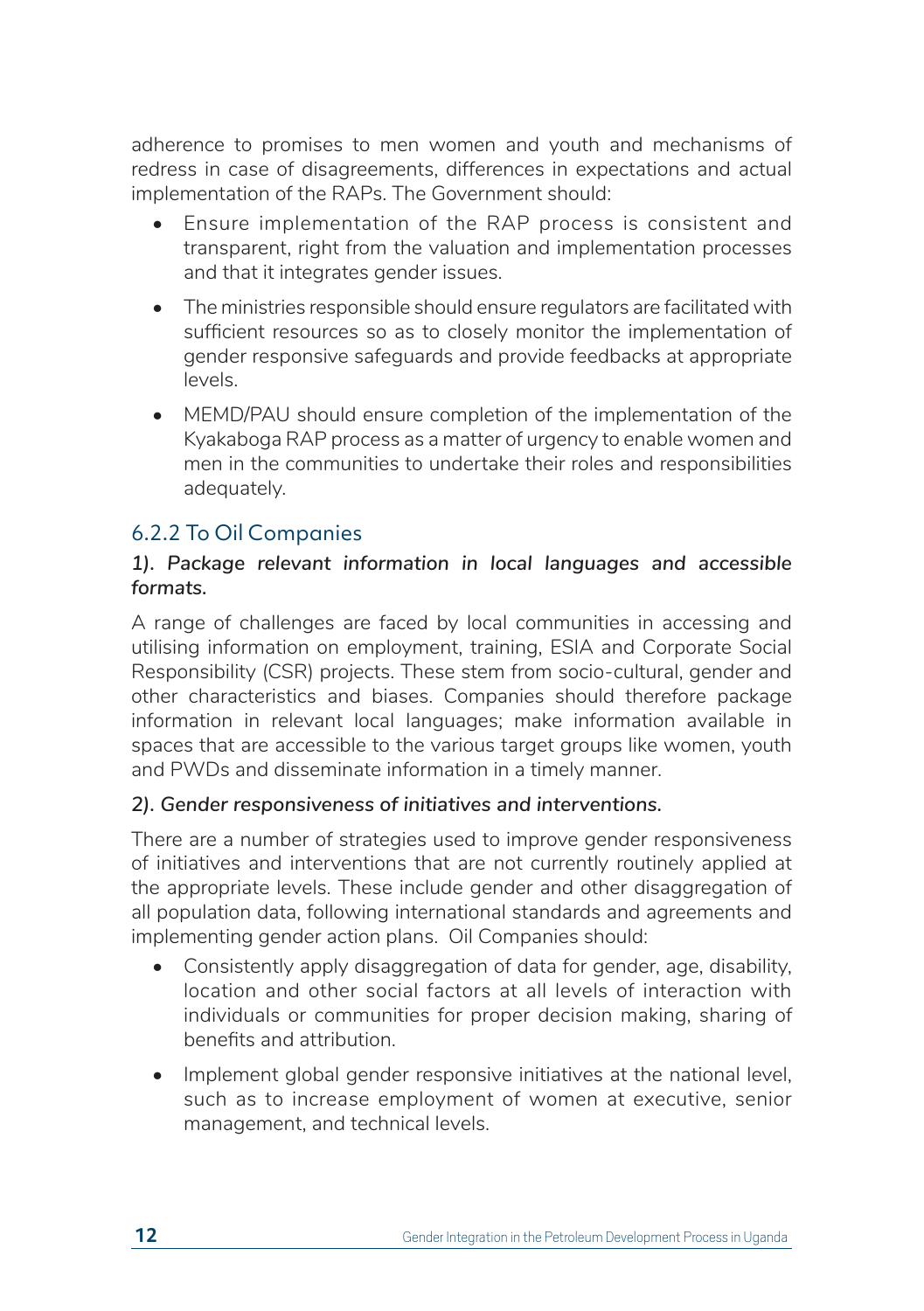adherence to promises to men women and youth and mechanisms of redress in case of disagreements, differences in expectations and actual implementation of the RAPs. The Government should:

- Ensure implementation of the RAP process is consistent and transparent, right from the valuation and implementation processes and that it integrates gender issues.
- The ministries responsible should ensure regulators are facilitated with sufficient resources so as to closely monitor the implementation of gender responsive safeguards and provide feedbacks at appropriate levels.
- MEMD/PAU should ensure completion of the implementation of the Kyakaboga RAP process as a matter of urgency to enable women and men in the communities to undertake their roles and responsibilities adequately.

### 6.2.2 To Oil Companies

***1). Package relevant information in local languages and accessible formats.***

A range of challenges are faced by local communities in accessing and utilising information on employment, training, ESIA and Corporate Social Responsibility (CSR) projects. These stem from socio-cultural, gender and other characteristics and biases. Companies should therefore package information in relevant local languages; make information available in spaces that are accessible to the various target groups like women, youth and PWDs and disseminate information in a timely manner.

***2). Gender responsiveness of initiatives and interventions.***

There are a number of strategies used to improve gender responsiveness of initiatives and interventions that are not currently routinely applied at the appropriate levels. These include gender and other disaggregation of all population data, following international standards and agreements and implementing gender action plans. Oil Companies should:

- Consistently apply disaggregation of data for gender, age, disability, location and other social factors at all levels of interaction with individuals or communities for proper decision making, sharing of benefits and attribution.
- Implement global gender responsive initiatives at the national level, such as to increase employment of women at executive, senior management, and technical levels.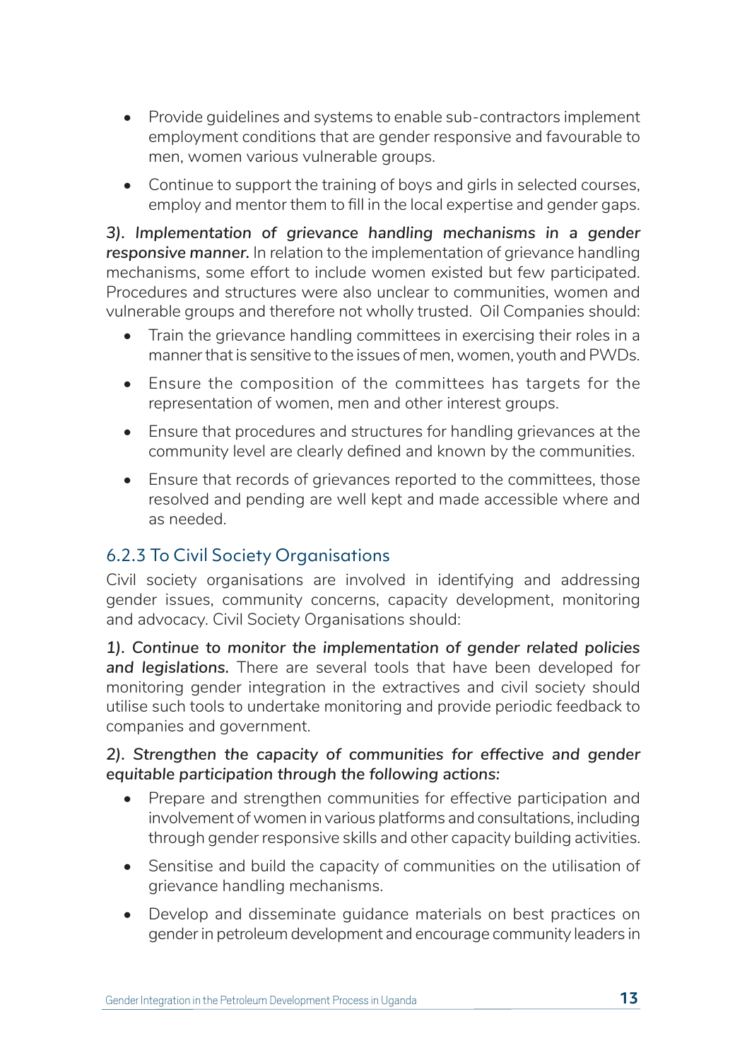- Provide guidelines and systems to enable sub-contractors implement employment conditions that are gender responsive and favourable to men, women various vulnerable groups.
- Continue to support the training of boys and girls in selected courses, employ and mentor them to fill in the local expertise and gender gaps.

***3). Implementation of grievance handling mechanisms in a gender responsive manner.*** In relation to the implementation of grievance handling mechanisms, some effort to include women existed but few participated. Procedures and structures were also unclear to communities, women and vulnerable groups and therefore not wholly trusted. Oil Companies should:

- Train the grievance handling committees in exercising their roles in a manner that is sensitive to the issues of men, women, youth and PWDs.
- Ensure the composition of the committees has targets for the representation of women, men and other interest groups.
- Ensure that procedures and structures for handling grievances at the community level are clearly defined and known by the communities.
- Ensure that records of grievances reported to the committees, those resolved and pending are well kept and made accessible where and as needed.

### 6.2.3 To Civil Society Organisations

Civil society organisations are involved in identifying and addressing gender issues, community concerns, capacity development, monitoring and advocacy. Civil Society Organisations should:

***1). Continue to monitor the implementation of gender related policies and legislations.*** There are several tools that have been developed for monitoring gender integration in the extractives and civil society should utilise such tools to undertake monitoring and provide periodic feedback to companies and government.

***2). Strengthen the capacity of communities for effective and gender equitable participation through the following actions:***

- Prepare and strengthen communities for effective participation and involvement of women in various platforms and consultations, including through gender responsive skills and other capacity building activities.
- Sensitise and build the capacity of communities on the utilisation of grievance handling mechanisms.
- Develop and disseminate guidance materials on best practices on gender in petroleum development and encourage community leaders in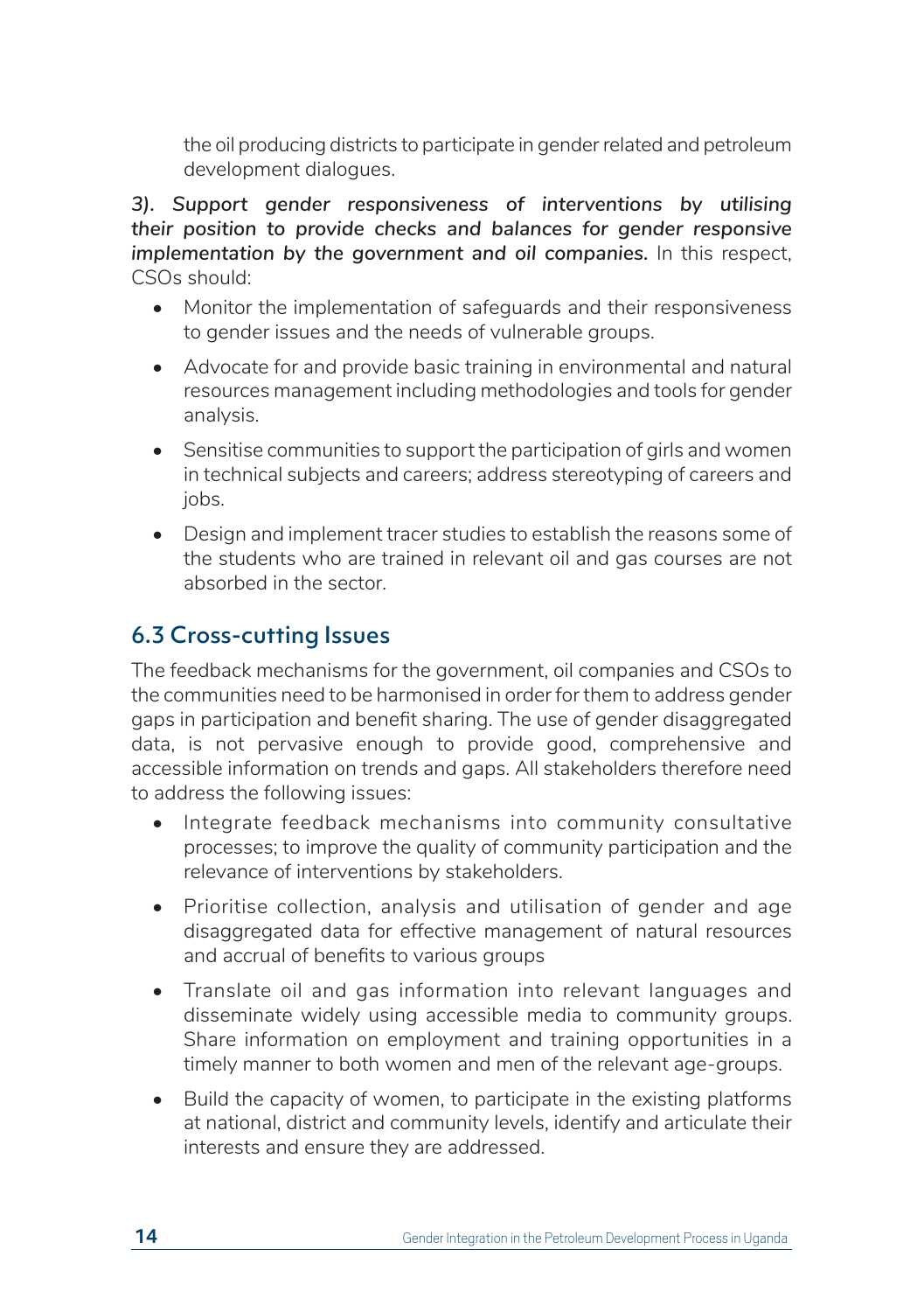the oil producing districts to participate in gender related and petroleum development dialogues.

*3). Support gender responsiveness of interventions by utilising their position to provide checks and balances for gender responsive implementation by the government and oil companies.* In this respect, CSOs should:

- Monitor the implementation of safeguards and their responsiveness to gender issues and the needs of vulnerable groups.
- Advocate for and provide basic training in environmental and natural resources management including methodologies and tools for gender analysis.
- Sensitise communities to support the participation of girls and women in technical subjects and careers; address stereotyping of careers and jobs.
- Design and implement tracer studies to establish the reasons some of the students who are trained in relevant oil and gas courses are not absorbed in the sector.

## 6.3 Cross-cutting Issues

The feedback mechanisms for the government, oil companies and CSOs to the communities need to be harmonised in order for them to address gender gaps in participation and benefit sharing. The use of gender disaggregated data, is not pervasive enough to provide good, comprehensive and accessible information on trends and gaps. All stakeholders therefore need to address the following issues:

- Integrate feedback mechanisms into community consultative processes; to improve the quality of community participation and the relevance of interventions by stakeholders.
- Prioritise collection, analysis and utilisation of gender and age disaggregated data for effective management of natural resources and accrual of benefits to various groups
- Translate oil and gas information into relevant languages and disseminate widely using accessible media to community groups. Share information on employment and training opportunities in a timely manner to both women and men of the relevant age-groups.
- Build the capacity of women, to participate in the existing platforms at national, district and community levels, identify and articulate their interests and ensure they are addressed.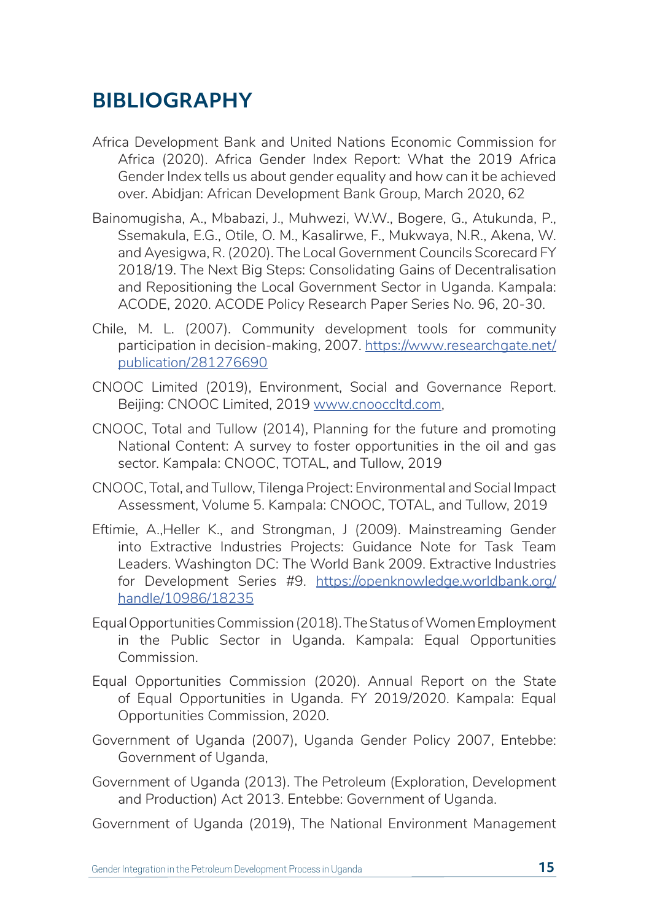# BIBLIOGRAPHY

Africa Development Bank and United Nations Economic Commission for Africa (2020). Africa Gender Index Report: What the 2019 Africa Gender Index tells us about gender equality and how can it be achieved over. Abidjan: African Development Bank Group, March 2020, 62

Bainomugisha, A., Mbabazi, J., Muhwezi, W.W., Bogere, G., Atukunda, P., Ssemakula, E.G., Otile, O. M., Kasalirwe, F., Mukwaya, N.R., Akena, W. and Ayesigwa, R. (2020). The Local Government Councils Scorecard FY 2018/19. The Next Big Steps: Consolidating Gains of Decentralisation and Repositioning the Local Government Sector in Uganda. Kampala: ACODE, 2020. ACODE Policy Research Paper Series No. 96, 20-30.

Chile, M. L. (2007). Community development tools for community participation in decision-making, 2007. https://www.researchgate.net/publication/281276690

CNOOC Limited (2019), Environment, Social and Governance Report. Beijing: CNOOC Limited, 2019 www.cnoocltd.com,

CNOOC, Total and Tullow (2014), Planning for the future and promoting National Content: A survey to foster opportunities in the oil and gas sector. Kampala: CNOOC, TOTAL, and Tullow, 2019

CNOOC, Total, and Tullow, Tilenga Project: Environmental and Social Impact Assessment, Volume 5. Kampala: CNOOC, TOTAL, and Tullow, 2019

Eftimie, A.,Heller K., and Strongman, J (2009). Mainstreaming Gender into Extractive Industries Projects: Guidance Note for Task Team Leaders. Washington DC: The World Bank 2009. Extractive Industries for Development Series #9. https://openknowledge.worldbank.org/handle/10986/18235

Equal Opportunities Commission (2018). The Status of Women Employment in the Public Sector in Uganda. Kampala: Equal Opportunities Commission.

Equal Opportunities Commission (2020). Annual Report on the State of Equal Opportunities in Uganda. FY 2019/2020. Kampala: Equal Opportunities Commission, 2020.

Government of Uganda (2007), Uganda Gender Policy 2007, Entebbe: Government of Uganda,

Government of Uganda (2013). The Petroleum (Exploration, Development and Production) Act 2013. Entebbe: Government of Uganda.

Government of Uganda (2019), The National Environment Management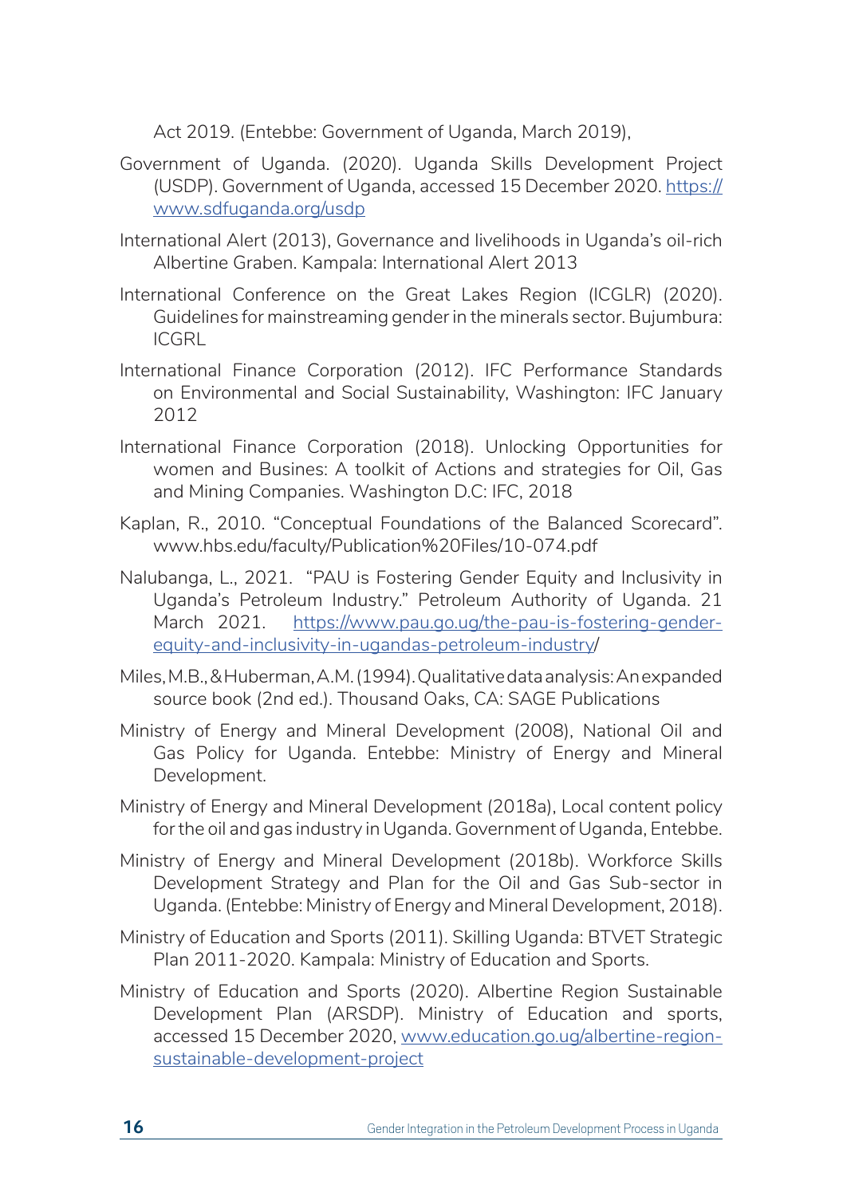Act 2019. (Entebbe: Government of Uganda, March 2019),

Government of Uganda. (2020). Uganda Skills Development Project (USDP). Government of Uganda, accessed 15 December 2020. https://www.sdfuganda.org/usdp

International Alert (2013), Governance and livelihoods in Uganda's oil-rich Albertine Graben. Kampala: International Alert 2013

International Conference on the Great Lakes Region (ICGLR) (2020). Guidelines for mainstreaming gender in the minerals sector. Bujumbura: ICGRL

International Finance Corporation (2012). IFC Performance Standards on Environmental and Social Sustainability, Washington: IFC January 2012

International Finance Corporation (2018). Unlocking Opportunities for women and Busines: A toolkit of Actions and strategies for Oil, Gas and Mining Companies. Washington D.C: IFC, 2018

Kaplan, R., 2010. "Conceptual Foundations of the Balanced Scorecard". www.hbs.edu/faculty/Publication%20Files/10-074.pdf

Nalubanga, L., 2021. "PAU is Fostering Gender Equity and Inclusivity in Uganda's Petroleum Industry." Petroleum Authority of Uganda. 21 March 2021. https://www.pau.go.ug/the-pau-is-fostering-gender-equity-and-inclusivity-in-ugandas-petroleum-industry/

Miles, M.B., & Huberman, A.M. (1994). Qualitative data analysis: An expanded source book (2nd ed.). Thousand Oaks, CA: SAGE Publications

Ministry of Energy and Mineral Development (2008), National Oil and Gas Policy for Uganda. Entebbe: Ministry of Energy and Mineral Development.

Ministry of Energy and Mineral Development (2018a), Local content policy for the oil and gas industry in Uganda. Government of Uganda, Entebbe.

Ministry of Energy and Mineral Development (2018b). Workforce Skills Development Strategy and Plan for the Oil and Gas Sub-sector in Uganda. (Entebbe: Ministry of Energy and Mineral Development, 2018).

Ministry of Education and Sports (2011). Skilling Uganda: BTVET Strategic Plan 2011-2020. Kampala: Ministry of Education and Sports.

Ministry of Education and Sports (2020). Albertine Region Sustainable Development Plan (ARSDP). Ministry of Education and sports, accessed 15 December 2020, www.education.go.ug/albertine-region-sustainable-development-project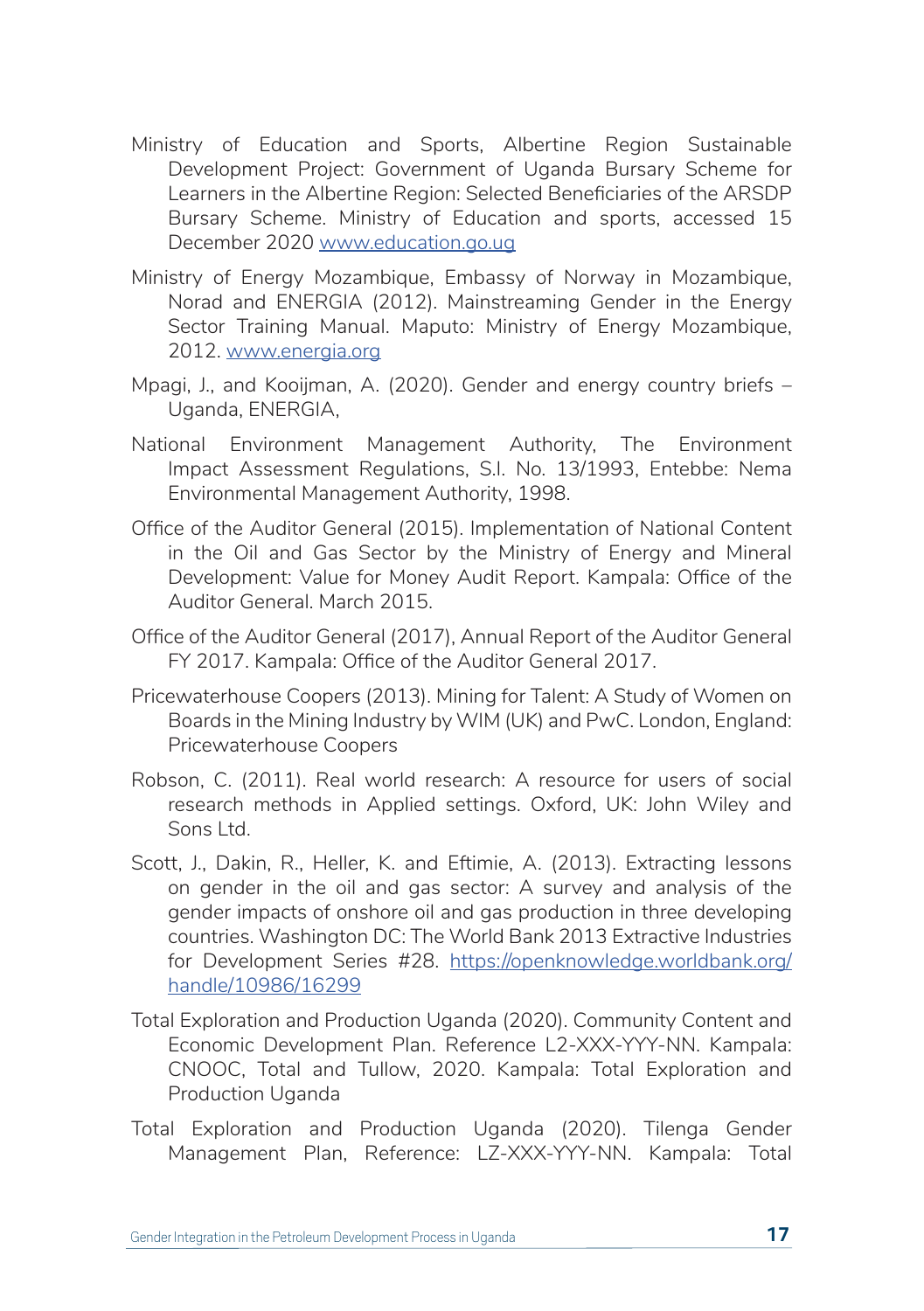Ministry of Education and Sports, Albertine Region Sustainable Development Project: Government of Uganda Bursary Scheme for Learners in the Albertine Region: Selected Beneficiaries of the ARSDP Bursary Scheme. Ministry of Education and sports, accessed 15 December 2020 www.education.go.ug

Ministry of Energy Mozambique, Embassy of Norway in Mozambique, Norad and ENERGIA (2012). Mainstreaming Gender in the Energy Sector Training Manual. Maputo: Ministry of Energy Mozambique, 2012. www.energia.org

Mpagi, J., and Kooijman, A. (2020). Gender and energy country briefs – Uganda, ENERGIA,

National Environment Management Authority, The Environment Impact Assessment Regulations, S.I. No. 13/1993, Entebbe: Nema Environmental Management Authority, 1998.

Office of the Auditor General (2015). Implementation of National Content in the Oil and Gas Sector by the Ministry of Energy and Mineral Development: Value for Money Audit Report. Kampala: Office of the Auditor General. March 2015.

Office of the Auditor General (2017), Annual Report of the Auditor General FY 2017. Kampala: Office of the Auditor General 2017.

Pricewaterhouse Coopers (2013). Mining for Talent: A Study of Women on Boards in the Mining Industry by WIM (UK) and PwC. London, England: Pricewaterhouse Coopers

Robson, C. (2011). Real world research: A resource for users of social research methods in Applied settings. Oxford, UK: John Wiley and Sons Ltd.

Scott, J., Dakin, R., Heller, K. and Eftimie, A. (2013). Extracting lessons on gender in the oil and gas sector: A survey and analysis of the gender impacts of onshore oil and gas production in three developing countries. Washington DC: The World Bank 2013 Extractive Industries for Development Series #28. https://openknowledge.worldbank.org/handle/10986/16299

Total Exploration and Production Uganda (2020). Community Content and Economic Development Plan. Reference L2-XXX-YYY-NN. Kampala: CNOOC, Total and Tullow, 2020. Kampala: Total Exploration and Production Uganda

Total Exploration and Production Uganda (2020). Tilenga Gender Management Plan, Reference: LZ-XXX-YYY-NN. Kampala: Total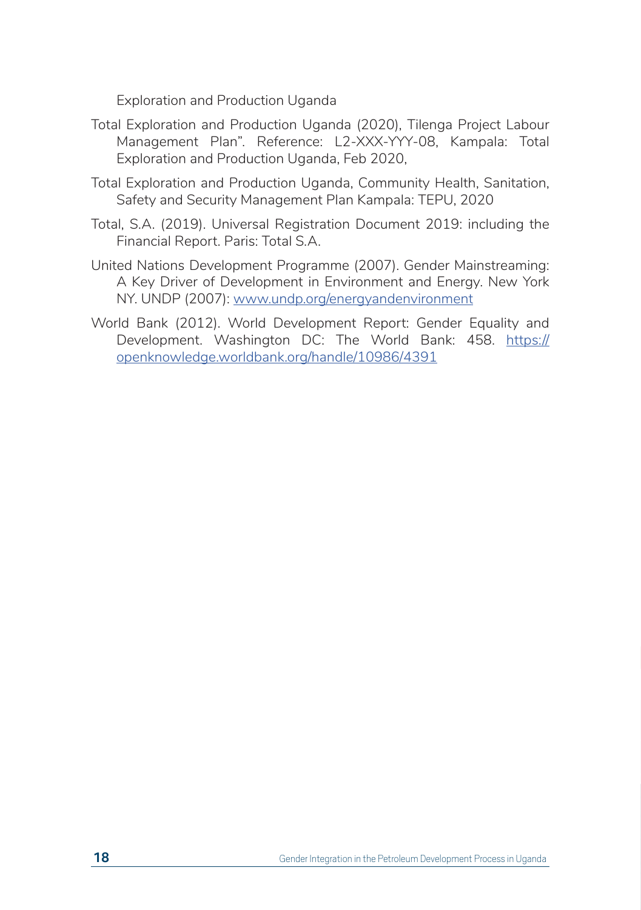Exploration and Production Uganda

Total Exploration and Production Uganda (2020), Tilenga Project Labour Management Plan". Reference: L2-XXX-YYY-08, Kampala: Total Exploration and Production Uganda, Feb 2020,

Total Exploration and Production Uganda, Community Health, Sanitation, Safety and Security Management Plan Kampala: TEPU, 2020

Total, S.A. (2019). Universal Registration Document 2019: including the Financial Report. Paris: Total S.A.

United Nations Development Programme (2007). Gender Mainstreaming: A Key Driver of Development in Environment and Energy. New York NY. UNDP (2007): www.undp.org/energyandenvironment

World Bank (2012). World Development Report: Gender Equality and Development. Washington DC: The World Bank: 458. https://openknowledge.worldbank.org/handle/10986/4391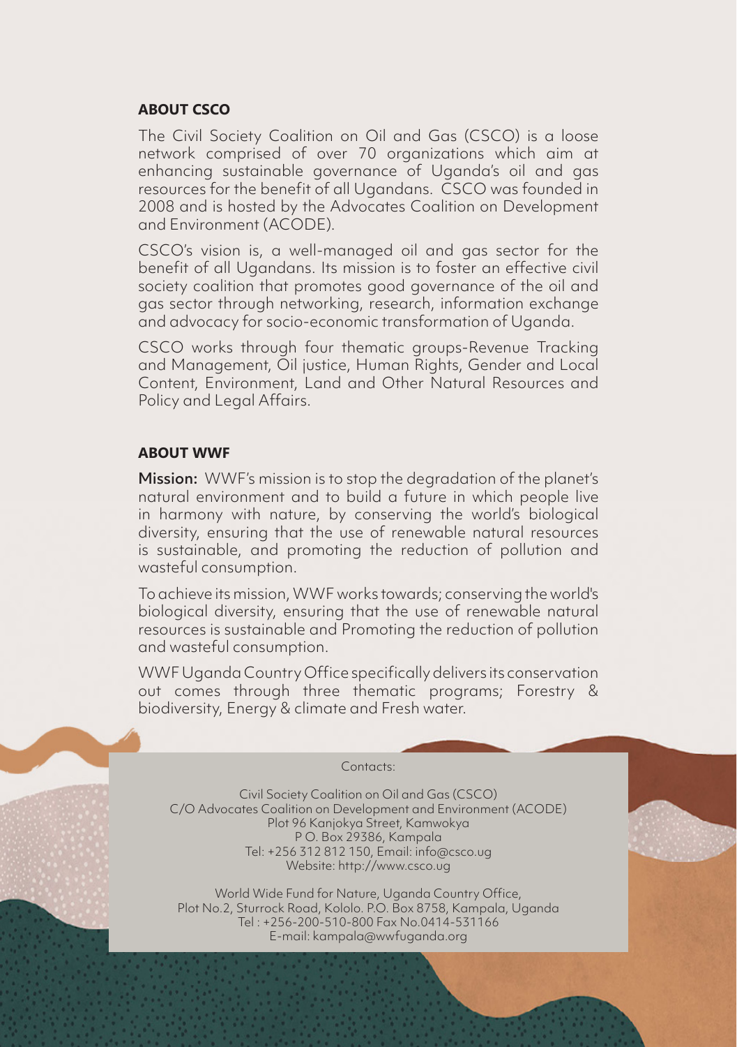## ABOUT CSCO

The Civil Society Coalition on Oil and Gas (CSCO) is a loose network comprised of over 70 organizations which aim at enhancing sustainable governance of Uganda's oil and gas resources for the benefit of all Ugandans. CSCO was founded in 2008 and is hosted by the Advocates Coalition on Development and Environment (ACODE).

CSCO's vision is, a well-managed oil and gas sector for the benefit of all Ugandans. Its mission is to foster an effective civil society coalition that promotes good governance of the oil and gas sector through networking, research, information exchange and advocacy for socio-economic transformation of Uganda.

CSCO works through four thematic groups-Revenue Tracking and Management, Oil justice, Human Rights, Gender and Local Content, Environment, Land and Other Natural Resources and Policy and Legal Affairs.

## ABOUT WWF

**Mission:** WWF's mission is to stop the degradation of the planet's natural environment and to build a future in which people live in harmony with nature, by conserving the world's biological diversity, ensuring that the use of renewable natural resources is sustainable, and promoting the reduction of pollution and wasteful consumption.

To achieve its mission, WWF works towards; conserving the world's biological diversity, ensuring that the use of renewable natural resources is sustainable and Promoting the reduction of pollution and wasteful consumption.

WWF Uganda Country Office specifically delivers its conservation out comes through three thematic programs; Forestry & biodiversity, Energy & climate and Fresh water.

Contacts:

Civil Society Coalition on Oil and Gas (CSCO)
C/O Advocates Coalition on Development and Environment (ACODE)
Plot 96 Kanjokya Street, Kamwokya
P.O. Box 29386, Kampala
Tel: +256 312 812 150, Email: info@csco.ug
Website: http://www.csco.ug

World Wide Fund for Nature, Uganda Country Office,
Plot No.2, Sturrock Road, Kololo. P.O. Box 8758, Kampala, Uganda
Tel : +256-200-510-800 Fax No.0414-531166
E-mail: kampala@wwfuganda.org